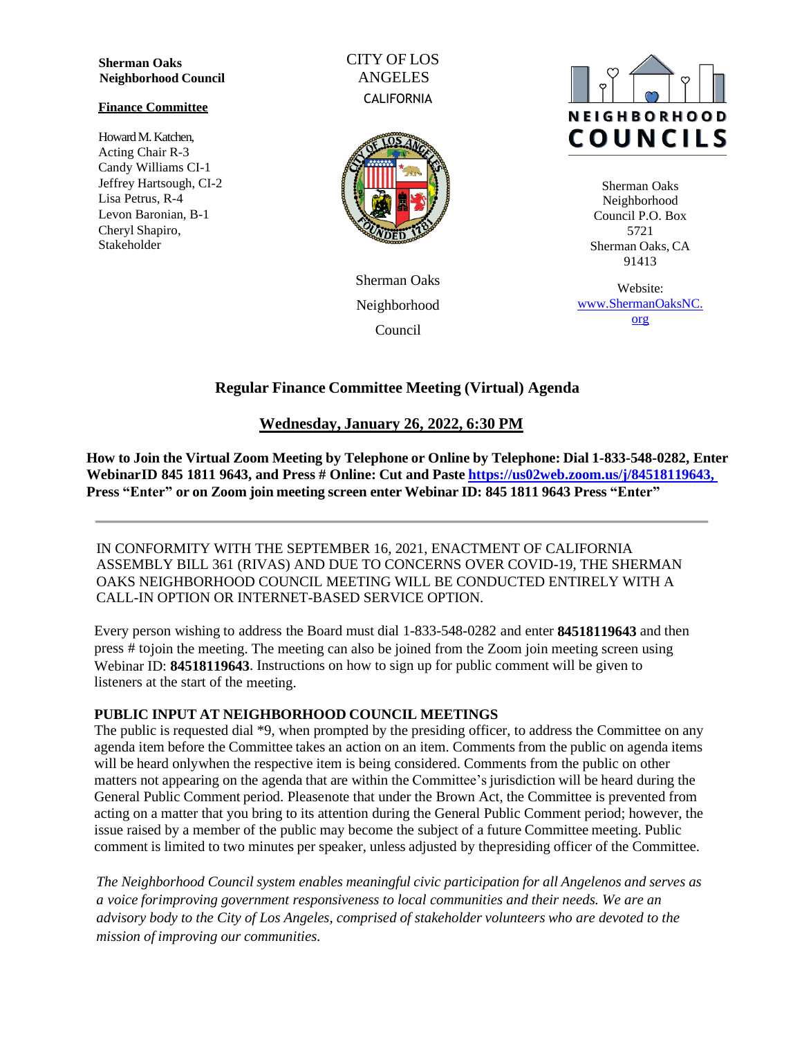**Sherman Oaks Neighborhood Council**

**Finance Committee**

Howard M. Katchen, Acting Chair R-3
Candy Williams CI-1
Jeffrey Hartsough, CI-2
Lisa Petrus, R-4
Levon Baronian, B-1
Cheryl Shapiro, Stakeholder

CITY OF LOS ANGELES
CALIFORNIA

Sherman Oaks Neighborhood Council

NEIGHBORHOOD COUNCILS

Sherman Oaks Neighborhood Council P.O. Box 5721
Sherman Oaks, CA 91413

Website: [www.ShermanOaksNC.org](http://www.ShermanOaksNC.org)

# Regular Finance Committee Meeting (Virtual) Agenda

## Wednesday, January 26, 2022, 6:30 PM

**How to Join the Virtual Zoom Meeting by Telephone or Online by Telephone: Dial 1-833-548-0282, Enter WebinarID 845 1811 9643, and Press # Online: Cut and Paste [https://us02web.zoom.us/j/84518119643,](https://us02web.zoom.us/j/84518119643) Press "Enter" or on Zoom join meeting screen enter Webinar ID: 845 1811 9643 Press "Enter"**

---

IN CONFORMITY WITH THE SEPTEMBER 16, 2021, ENACTMENT OF CALIFORNIA ASSEMBLY BILL 361 (RIVAS) AND DUE TO CONCERNS OVER COVID-19, THE SHERMAN OAKS NEIGHBORHOOD COUNCIL MEETING WILL BE CONDUCTED ENTIRELY WITH A CALL-IN OPTION OR INTERNET-BASED SERVICE OPTION.

Every person wishing to address the Board must dial 1-833-548-0282 and enter **84518119643** and then press # tojoin the meeting. The meeting can also be joined from the Zoom join meeting screen using Webinar ID: **84518119643**. Instructions on how to sign up for public comment will be given to listeners at the start of the meeting.

**PUBLIC INPUT AT NEIGHBORHOOD COUNCIL MEETINGS**

The public is requested dial *9, when prompted by the presiding officer, to address the Committee on any agenda item before the Committee takes an action on an item. Comments from the public on agenda items will be heard onlywhen the respective item is being considered. Comments from the public on other matters not appearing on the agenda that are within the Committee's jurisdiction will be heard during the General Public Comment period. Pleasenote that under the Brown Act, the Committee is prevented from acting on a matter that you bring to its attention during the General Public Comment period; however, the issue raised by a member of the public may become the subject of a future Committee meeting. Public comment is limited to two minutes per speaker, unless adjusted by thepresiding officer of the Committee.

*The Neighborhood Council system enables meaningful civic participation for all Angelenos and serves as a voice forimproving government responsiveness to local communities and their needs. We are an advisory body to the City of Los Angeles, comprised of stakeholder volunteers who are devoted to the mission of improving our communities.*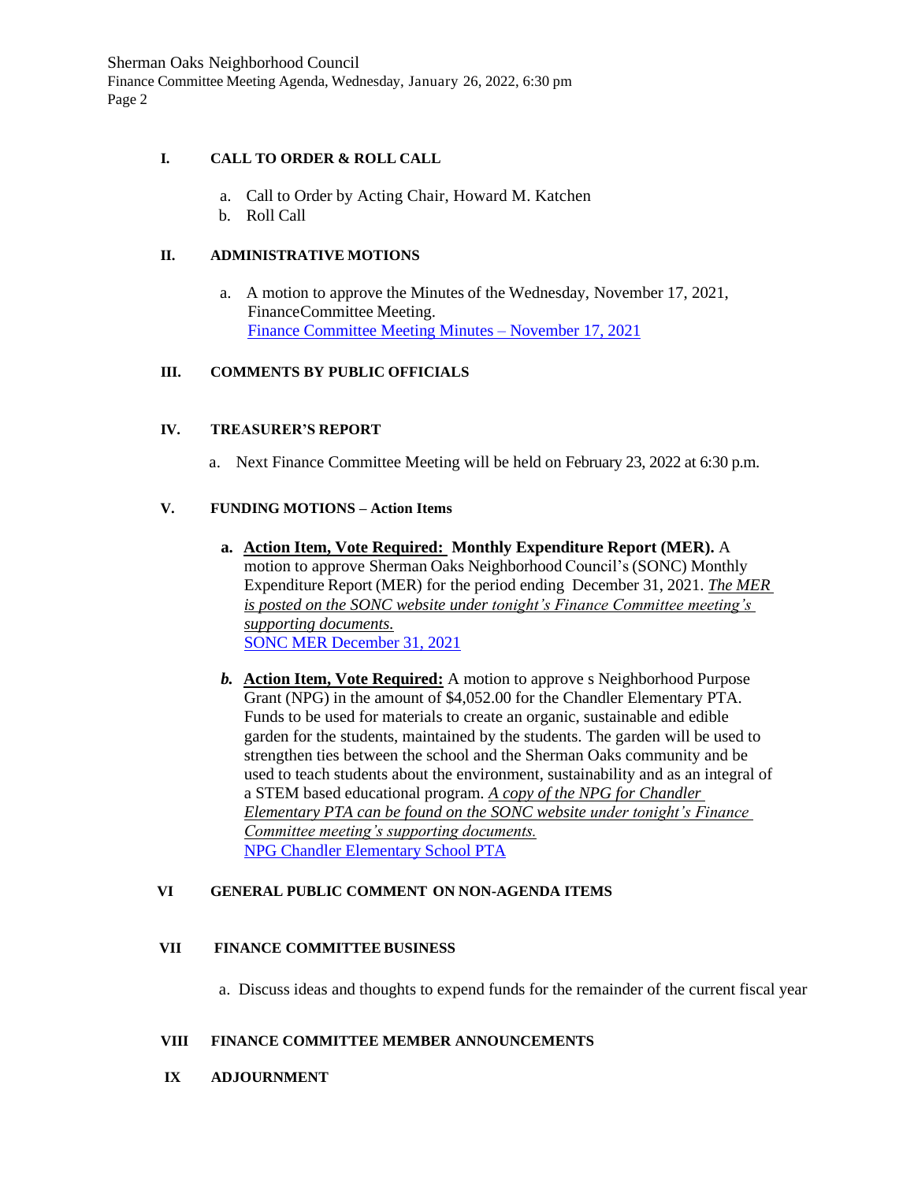## I. CALL TO ORDER & ROLL CALL

a. Call to Order by Acting Chair, Howard M. Katchen
b. Roll Call

## II. ADMINISTRATIVE MOTIONS

a. A motion to approve the Minutes of the Wednesday, November 17, 2021, FinanceCommittee Meeting.
[Finance Committee Meeting Minutes – November 17, 2021]

## III. COMMENTS BY PUBLIC OFFICIALS

## IV. TREASURER'S REPORT

a. Next Finance Committee Meeting will be held on February 23, 2022 at 6:30 p.m.

## V. FUNDING MOTIONS – Action Items

**a. Action Item, Vote Required: Monthly Expenditure Report (MER).** A motion to approve Sherman Oaks Neighborhood Council's (SONC) Monthly Expenditure Report (MER) for the period ending December 31, 2021. *The MER is posted on the SONC website under tonight's Finance Committee meeting's supporting documents.*
[SONC MER December 31, 2021]

***b.* Action Item, Vote Required:** A motion to approve s Neighborhood Purpose Grant (NPG) in the amount of $4,052.00 for the Chandler Elementary PTA. Funds to be used for materials to create an organic, sustainable and edible garden for the students, maintained by the students. The garden will be used to strengthen ties between the school and the Sherman Oaks community and be used to teach students about the environment, sustainability and as an integral of a STEM based educational program. *A copy of the NPG for Chandler Elementary PTA can be found on the SONC website under tonight's Finance Committee meeting's supporting documents.*
[NPG Chandler Elementary School PTA]

## VI GENERAL PUBLIC COMMENT ON NON-AGENDA ITEMS

## VII FINANCE COMMITTEE BUSINESS

a. Discuss ideas and thoughts to expend funds for the remainder of the current fiscal year

## VIII FINANCE COMMITTEE MEMBER ANNOUNCEMENTS

## IX ADJOURNMENT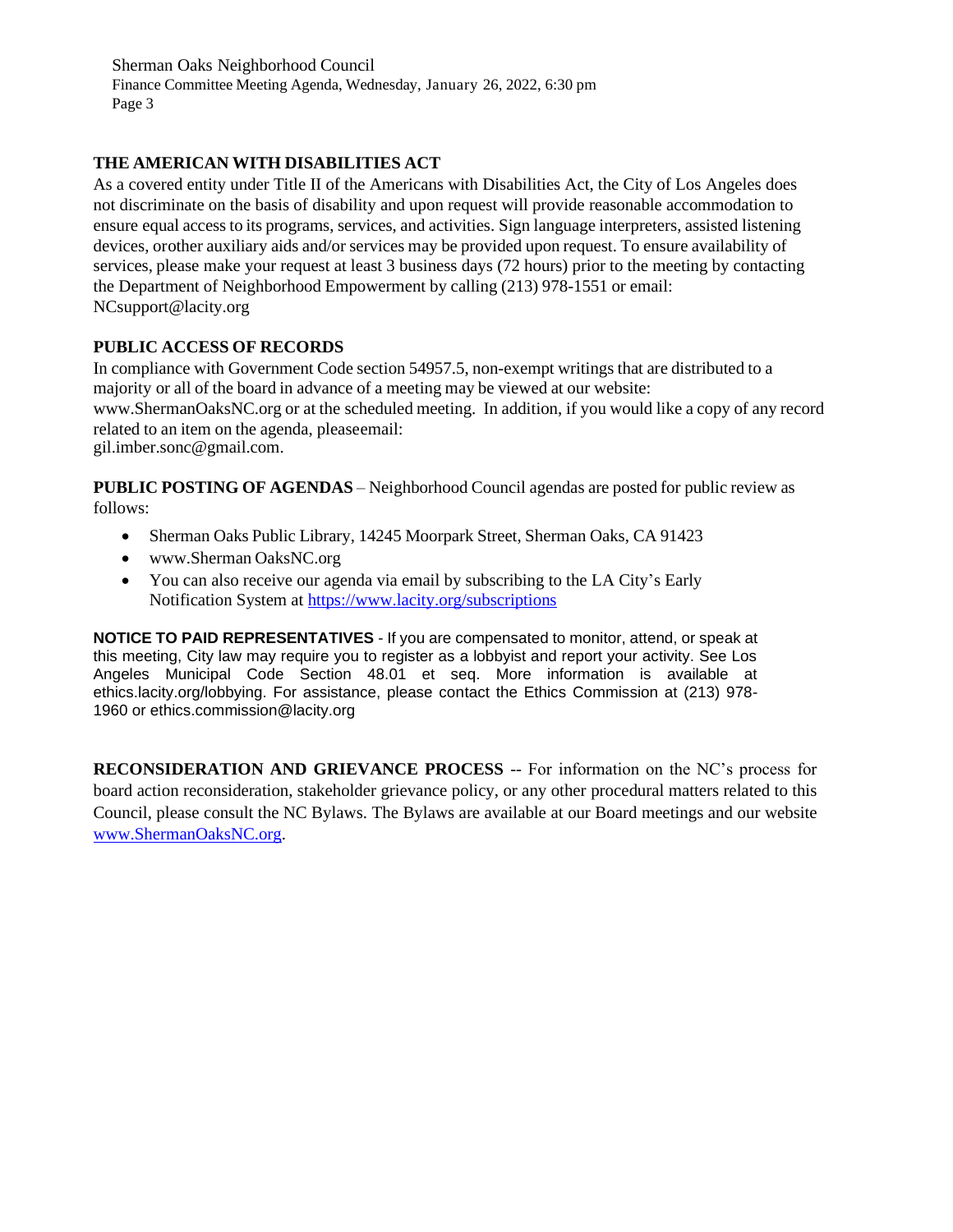## THE AMERICAN WITH DISABILITIES ACT

As a covered entity under Title II of the Americans with Disabilities Act, the City of Los Angeles does not discriminate on the basis of disability and upon request will provide reasonable accommodation to ensure equal access to its programs, services, and activities. Sign language interpreters, assisted listening devices, orother auxiliary aids and/or services may be provided upon request. To ensure availability of services, please make your request at least 3 business days (72 hours) prior to the meeting by contacting the Department of Neighborhood Empowerment by calling (213) 978-1551 or email: NCsupport@lacity.org

## PUBLIC ACCESS OF RECORDS

In compliance with Government Code section 54957.5, non-exempt writings that are distributed to a majority or all of the board in advance of a meeting may be viewed at our website: www.ShermanOaksNC.org or at the scheduled meeting. In addition, if you would like a copy of any record related to an item on the agenda, pleaseemail: gil.imber.sonc@gmail.com.

**PUBLIC POSTING OF AGENDAS** – Neighborhood Council agendas are posted for public review as follows:

- Sherman Oaks Public Library, 14245 Moorpark Street, Sherman Oaks, CA 91423
- www.Sherman OaksNC.org
- You can also receive our agenda via email by subscribing to the LA City's Early Notification System at https://www.lacity.org/subscriptions

**NOTICE TO PAID REPRESENTATIVES** - If you are compensated to monitor, attend, or speak at this meeting, City law may require you to register as a lobbyist and report your activity. See Los Angeles Municipal Code Section 48.01 et seq. More information is available at ethics.lacity.org/lobbying. For assistance, please contact the Ethics Commission at (213) 978-1960 or ethics.commission@lacity.org

**RECONSIDERATION AND GRIEVANCE PROCESS** -- For information on the NC's process for board action reconsideration, stakeholder grievance policy, or any other procedural matters related to this Council, please consult the NC Bylaws. The Bylaws are available at our Board meetings and our website www.ShermanOaksNC.org.